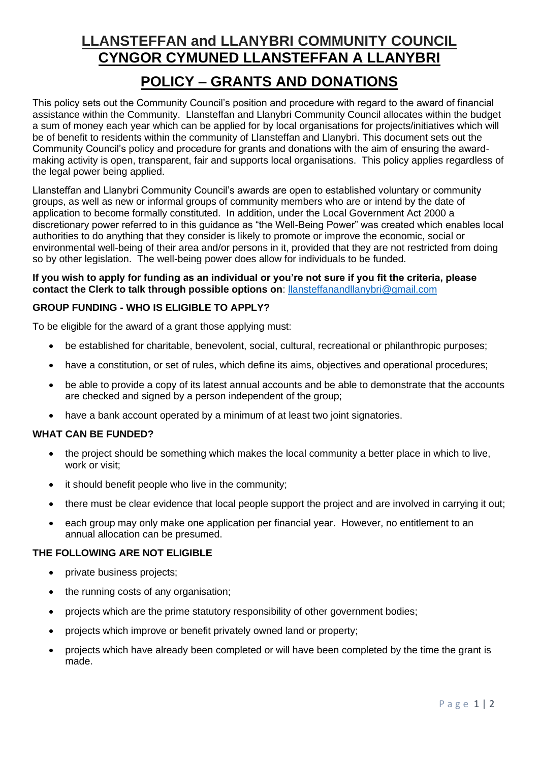# LLANSTEFFAN and LLANYBRI COMMUNITY COUNCIL
# CYNGOR CYMUNED LLANSTEFFAN A LLANYBRI

## POLICY – GRANTS AND DONATIONS

This policy sets out the Community Council's position and procedure with regard to the award of financial assistance within the Community. Llansteffan and Llanybri Community Council allocates within the budget a sum of money each year which can be applied for by local organisations for projects/initiatives which will be of benefit to residents within the community of Llansteffan and Llanybri. This document sets out the Community Council's policy and procedure for grants and donations with the aim of ensuring the award-making activity is open, transparent, fair and supports local organisations. This policy applies regardless of the legal power being applied.

Llansteffan and Llanybri Community Council's awards are open to established voluntary or community groups, as well as new or informal groups of community members who are or intend by the date of application to become formally constituted. In addition, under the Local Government Act 2000 a discretionary power referred to in this guidance as "the Well-Being Power" was created which enables local authorities to do anything that they consider is likely to promote or improve the economic, social or environmental well-being of their area and/or persons in it, provided that they are not restricted from doing so by other legislation. The well-being power does allow for individuals to be funded.

**If you wish to apply for funding as an individual or you're not sure if you fit the criteria, please contact the Clerk to talk through possible options on**: llansteffanandllanybri@gmail.com

### GROUP FUNDING - WHO IS ELIGIBLE TO APPLY?

To be eligible for the award of a grant those applying must:

- be established for charitable, benevolent, social, cultural, recreational or philanthropic purposes;
- have a constitution, or set of rules, which define its aims, objectives and operational procedures;
- be able to provide a copy of its latest annual accounts and be able to demonstrate that the accounts are checked and signed by a person independent of the group;
- have a bank account operated by a minimum of at least two joint signatories.

### WHAT CAN BE FUNDED?

- the project should be something which makes the local community a better place in which to live, work or visit;
- it should benefit people who live in the community;
- there must be clear evidence that local people support the project and are involved in carrying it out;
- each group may only make one application per financial year. However, no entitlement to an annual allocation can be presumed.

### THE FOLLOWING ARE NOT ELIGIBLE

- private business projects;
- the running costs of any organisation;
- projects which are the prime statutory responsibility of other government bodies;
- projects which improve or benefit privately owned land or property;
- projects which have already been completed or will have been completed by the time the grant is made.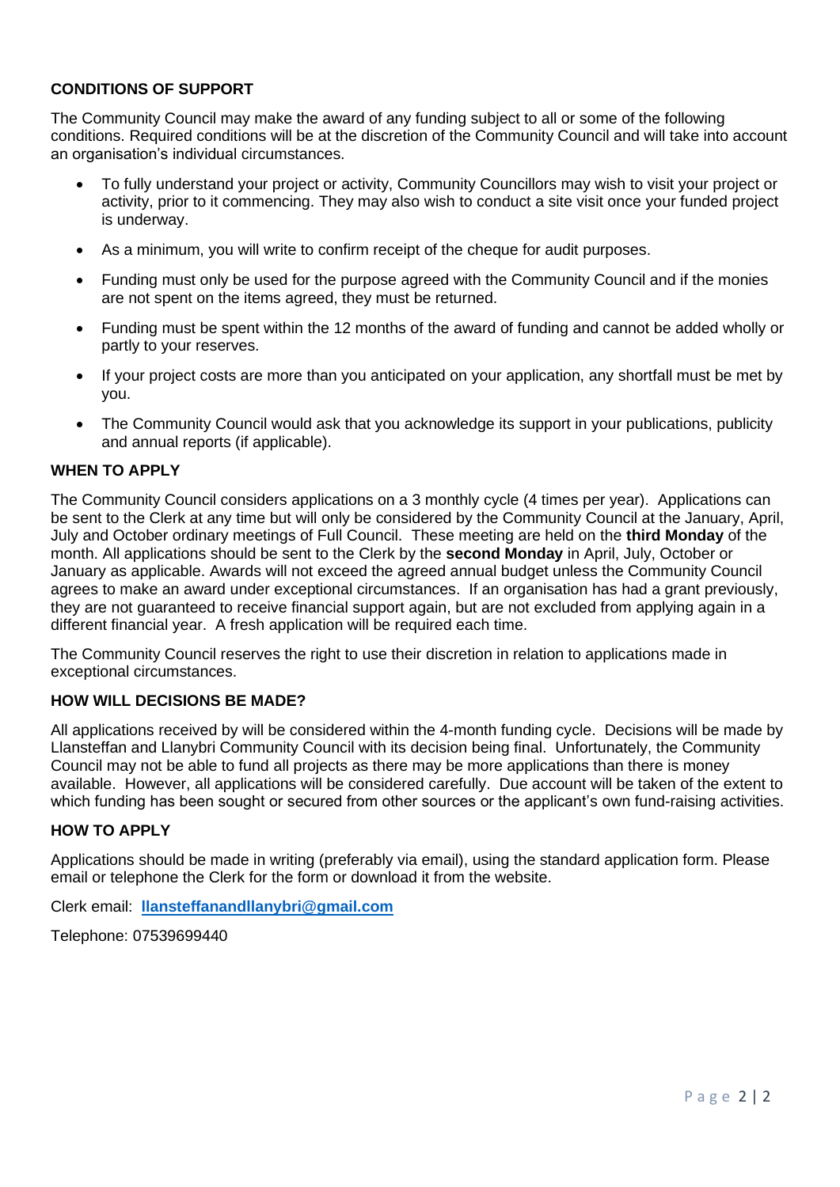**CONDITIONS OF SUPPORT**

The Community Council may make the award of any funding subject to all or some of the following conditions. Required conditions will be at the discretion of the Community Council and will take into account an organisation's individual circumstances.

- To fully understand your project or activity, Community Councillors may wish to visit your project or activity, prior to it commencing. They may also wish to conduct a site visit once your funded project is underway.
- As a minimum, you will write to confirm receipt of the cheque for audit purposes.
- Funding must only be used for the purpose agreed with the Community Council and if the monies are not spent on the items agreed, they must be returned.
- Funding must be spent within the 12 months of the award of funding and cannot be added wholly or partly to your reserves.
- If your project costs are more than you anticipated on your application, any shortfall must be met by you.
- The Community Council would ask that you acknowledge its support in your publications, publicity and annual reports (if applicable).

**WHEN TO APPLY**

The Community Council considers applications on a 3 monthly cycle (4 times per year). Applications can be sent to the Clerk at any time but will only be considered by the Community Council at the January, April, July and October ordinary meetings of Full Council. These meeting are held on the **third Monday** of the month. All applications should be sent to the Clerk by the **second Monday** in April, July, October or January as applicable. Awards will not exceed the agreed annual budget unless the Community Council agrees to make an award under exceptional circumstances. If an organisation has had a grant previously, they are not guaranteed to receive financial support again, but are not excluded from applying again in a different financial year. A fresh application will be required each time.

The Community Council reserves the right to use their discretion in relation to applications made in exceptional circumstances.

**HOW WILL DECISIONS BE MADE?**

All applications received by will be considered within the 4-month funding cycle. Decisions will be made by Llansteffan and Llanybri Community Council with its decision being final. Unfortunately, the Community Council may not be able to fund all projects as there may be more applications than there is money available. However, all applications will be considered carefully. Due account will be taken of the extent to which funding has been sought or secured from other sources or the applicant's own fund-raising activities.

**HOW TO APPLY**

Applications should be made in writing (preferably via email), using the standard application form. Please email or telephone the Clerk for the form or download it from the website.

Clerk email: **llansteffanandllanybri@gmail.com**

Telephone: 07539699440